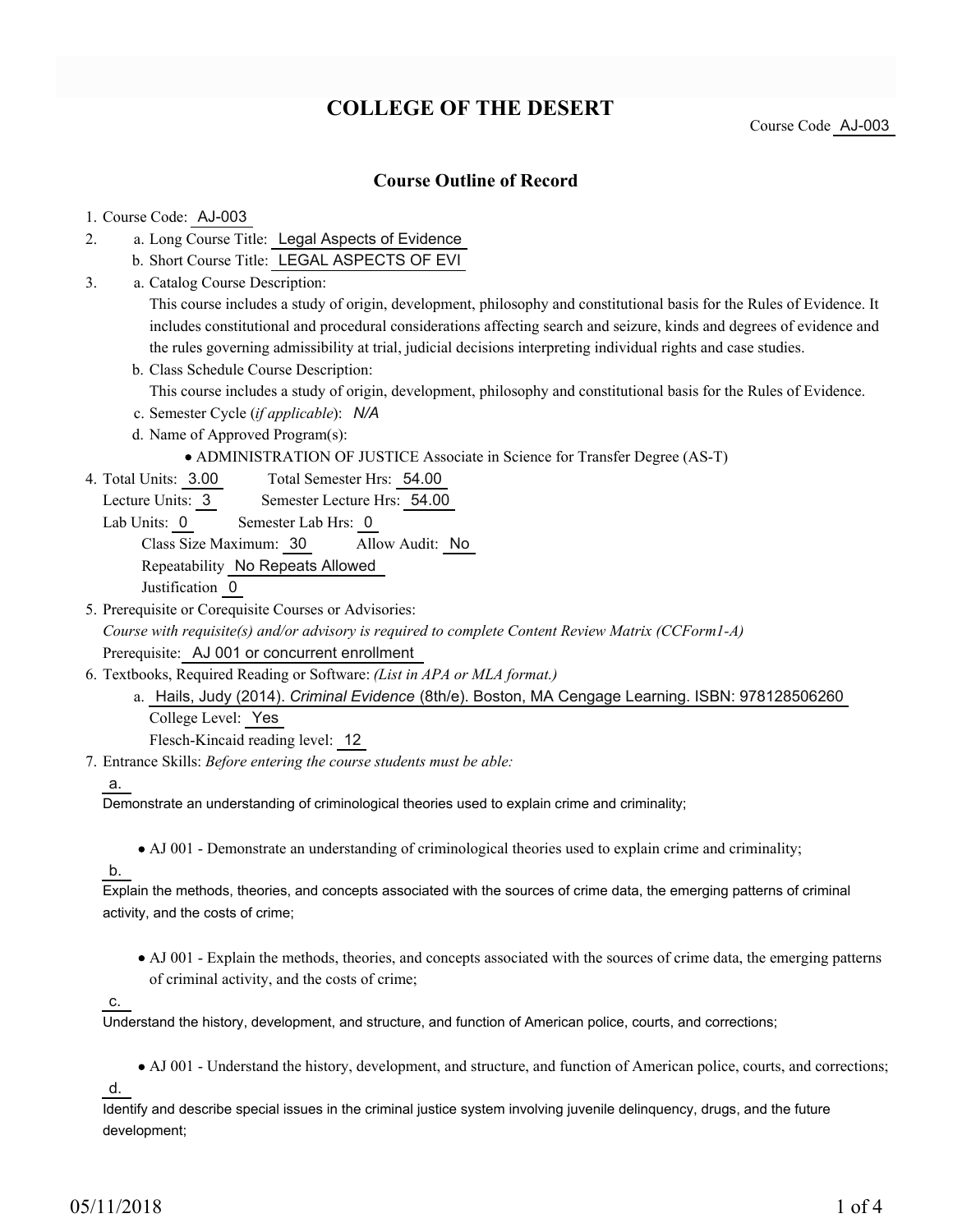# COLLEGE OF THE DESERT

Course Code AJ-003

## Course Outline of Record

1. Course Code: AJ-003
2. a. Long Course Title: Legal Aspects of Evidence
   b. Short Course Title: LEGAL ASPECTS OF EVI
3. a. Catalog Course Description:
   This course includes a study of origin, development, philosophy and constitutional basis for the Rules of Evidence. It includes constitutional and procedural considerations affecting search and seizure, kinds and degrees of evidence and the rules governing admissibility at trial, judicial decisions interpreting individual rights and case studies.
   b. Class Schedule Course Description:
   This course includes a study of origin, development, philosophy and constitutional basis for the Rules of Evidence.
   c. Semester Cycle (*if applicable*): *N/A*
   d. Name of Approved Program(s):
   - ADMINISTRATION OF JUSTICE Associate in Science for Transfer Degree (AS-T)
4. Total Units: 3.00 Total Semester Hrs: 54.00
   Lecture Units: 3 Semester Lecture Hrs: 54.00
   Lab Units: 0 Semester Lab Hrs: 0
   Class Size Maximum: 30 Allow Audit: No
   Repeatability No Repeats Allowed
   Justification 0
5. Prerequisite or Corequisite Courses or Advisories:
   *Course with requisite(s) and/or advisory is required to complete Content Review Matrix (CCForm1-A)*
   Prerequisite: AJ 001 or concurrent enrollment
6. Textbooks, Required Reading or Software: *(List in APA or MLA format.)*
   a. Hails, Judy (2014). *Criminal Evidence* (8th/e). Boston, MA Cengage Learning. ISBN: 978128506260
   College Level: Yes
   Flesch-Kincaid reading level: 12
7. Entrance Skills: *Before entering the course students must be able:*

   a.
   Demonstrate an understanding of criminological theories used to explain crime and criminality;

   - AJ 001 - Demonstrate an understanding of criminological theories used to explain crime and criminality;

   b.
   Explain the methods, theories, and concepts associated with the sources of crime data, the emerging patterns of criminal activity, and the costs of crime;

   - AJ 001 - Explain the methods, theories, and concepts associated with the sources of crime data, the emerging patterns of criminal activity, and the costs of crime;

   c.
   Understand the history, development, and structure, and function of American police, courts, and corrections;

   - AJ 001 - Understand the history, development, and structure, and function of American police, courts, and corrections;

   d.
   Identify and describe special issues in the criminal justice system involving juvenile delinquency, drugs, and the future development;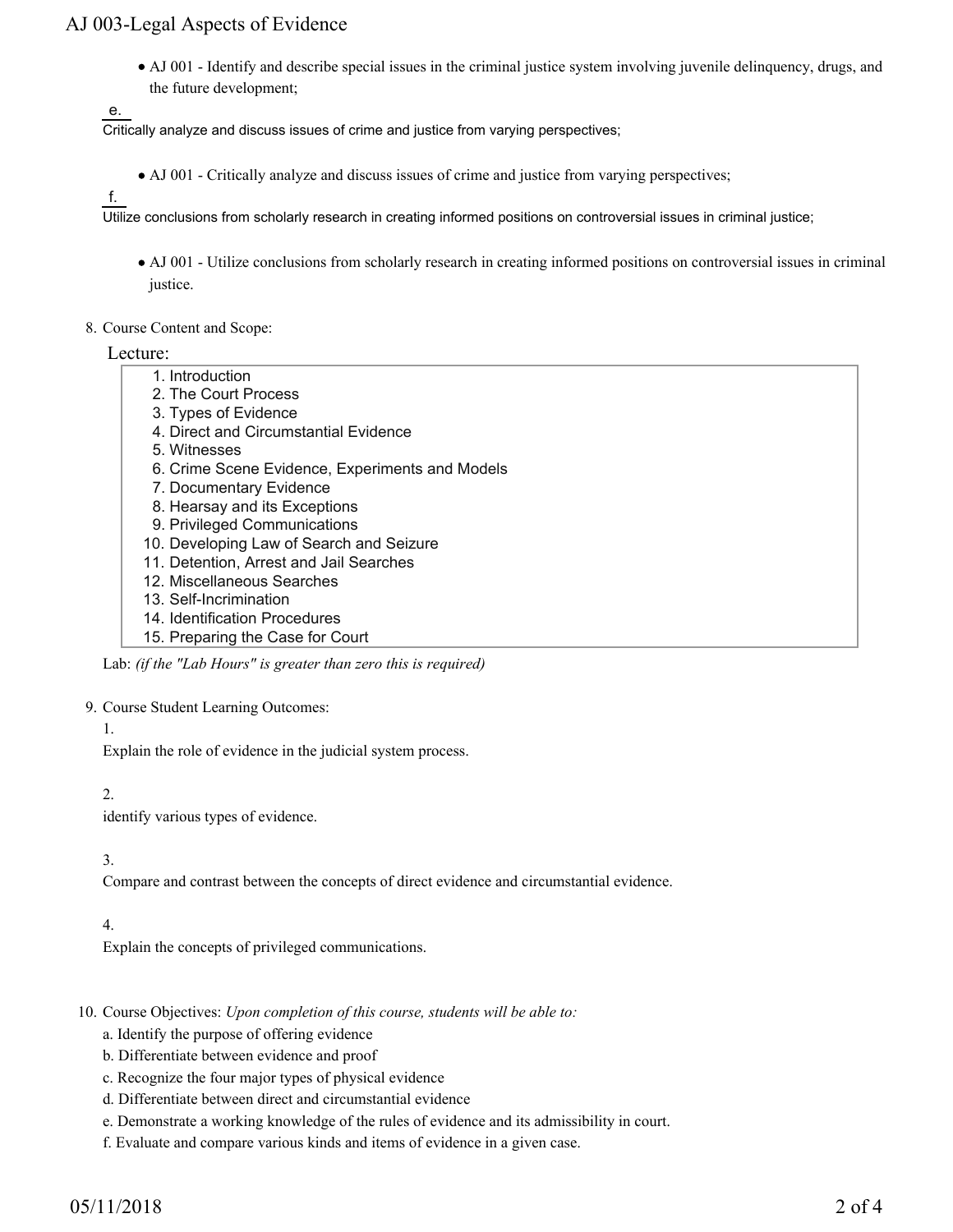- AJ 001 - Identify and describe special issues in the criminal justice system involving juvenile delinquency, drugs, and the future development;

e.

Critically analyze and discuss issues of crime and justice from varying perspectives;

- AJ 001 - Critically analyze and discuss issues of crime and justice from varying perspectives;

f.

Utilize conclusions from scholarly research in creating informed positions on controversial issues in criminal justice;

- AJ 001 - Utilize conclusions from scholarly research in creating informed positions on controversial issues in criminal justice.

8. Course Content and Scope:

Lecture:

1. Introduction
2. The Court Process
3. Types of Evidence
4. Direct and Circumstantial Evidence
5. Witnesses
6. Crime Scene Evidence, Experiments and Models
7. Documentary Evidence
8. Hearsay and its Exceptions
9. Privileged Communications
10. Developing Law of Search and Seizure
11. Detention, Arrest and Jail Searches
12. Miscellaneous Searches
13. Self-Incrimination
14. Identification Procedures
15. Preparing the Case for Court

Lab: *(if the "Lab Hours" is greater than zero this is required)*

9. Course Student Learning Outcomes:

1.

Explain the role of evidence in the judicial system process.

2.

identify various types of evidence.

3.

Compare and contrast between the concepts of direct evidence and circumstantial evidence.

4.

Explain the concepts of privileged communications.

10. Course Objectives: *Upon completion of this course, students will be able to:*

a. Identify the purpose of offering evidence

b. Differentiate between evidence and proof

c. Recognize the four major types of physical evidence

d. Differentiate between direct and circumstantial evidence

e. Demonstrate a working knowledge of the rules of evidence and its admissibility in court.

f. Evaluate and compare various kinds and items of evidence in a given case.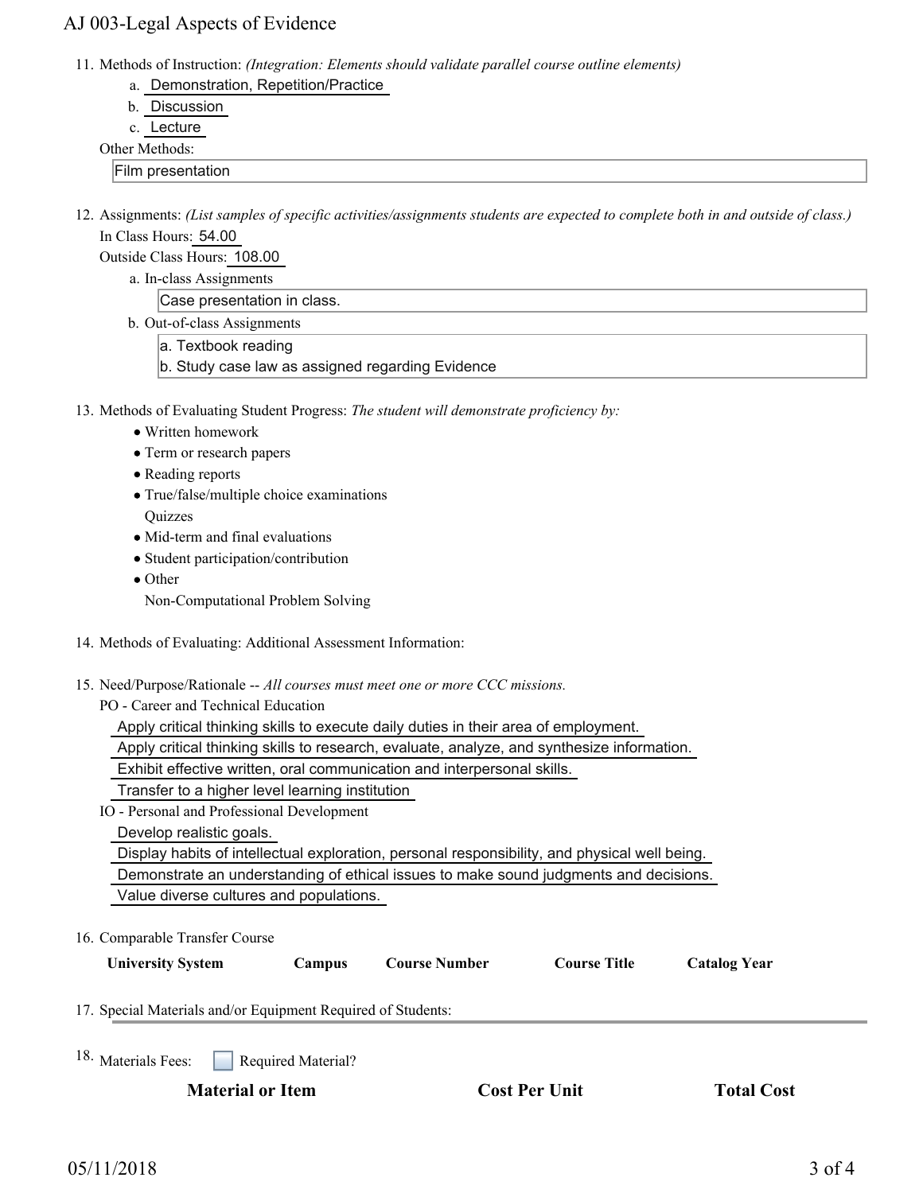11. Methods of Instruction: *(Integration: Elements should validate parallel course outline elements)*
    a. Demonstration, Repetition/Practice
    b. Discussion
    c. Lecture

    Other Methods:

    Film presentation

12. Assignments: *(List samples of specific activities/assignments students are expected to complete both in and outside of class.)*

    In Class Hours: 54.00

    Outside Class Hours: 108.00

    a. In-class Assignments

       Case presentation in class.

    b. Out-of-class Assignments

       a. Textbook reading
       b. Study case law as assigned regarding Evidence

13. Methods of Evaluating Student Progress: *The student will demonstrate proficiency by:*
    - Written homework
    - Term or research papers
    - Reading reports
    - True/false/multiple choice examinations

      Quizzes
    - Mid-term and final evaluations
    - Student participation/contribution
    - Other

      Non-Computational Problem Solving

14. Methods of Evaluating: Additional Assessment Information:

15. Need/Purpose/Rationale -- *All courses must meet one or more CCC missions.*

    PO - Career and Technical Education

    Apply critical thinking skills to execute daily duties in their area of employment.

    Apply critical thinking skills to research, evaluate, analyze, and synthesize information.

    Exhibit effective written, oral communication and interpersonal skills.

    Transfer to a higher level learning institution

    IO - Personal and Professional Development

    Develop realistic goals.

    Display habits of intellectual exploration, personal responsibility, and physical well being.

    Demonstrate an understanding of ethical issues to make sound judgments and decisions.

    Value diverse cultures and populations.

16. Comparable Transfer Course

| University System | Campus | Course Number | Course Title | Catalog Year |
|---|---|---|---|---|

17. Special Materials and/or Equipment Required of Students:

18. Materials Fees: ☐ Required Material?

| Material or Item | Cost Per Unit | Total Cost |
|---|---|---|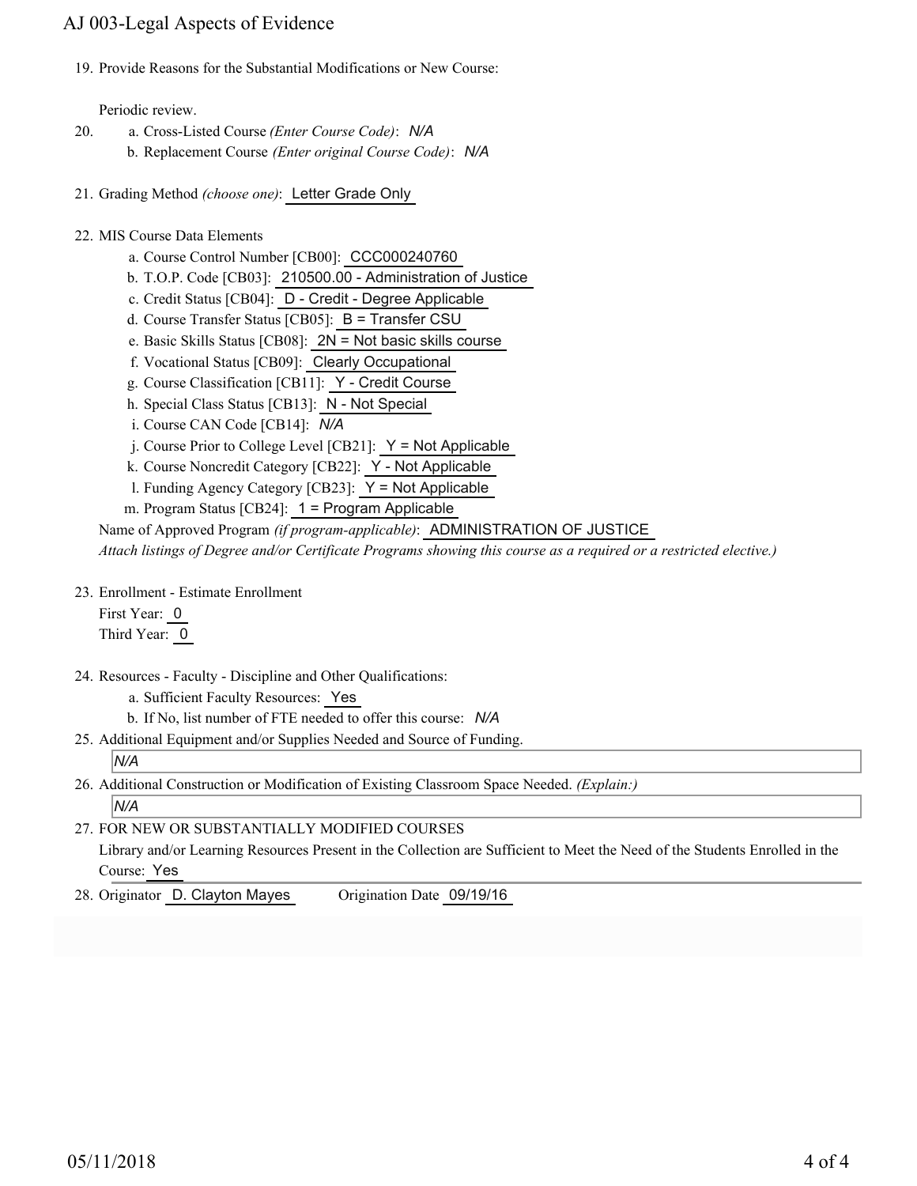19. Provide Reasons for the Substantial Modifications or New Course:

    Periodic review.

20. a. Cross-Listed Course *(Enter Course Code)*: *N/A*
    b. Replacement Course *(Enter original Course Code)*: *N/A*

21. Grading Method *(choose one)*: Letter Grade Only

22. MIS Course Data Elements
    a. Course Control Number [CB00]: CCC000240760
    b. T.O.P. Code [CB03]: 210500.00 - Administration of Justice
    c. Credit Status [CB04]: D - Credit - Degree Applicable
    d. Course Transfer Status [CB05]: B = Transfer CSU
    e. Basic Skills Status [CB08]: 2N = Not basic skills course
    f. Vocational Status [CB09]: Clearly Occupational
    g. Course Classification [CB11]: Y - Credit Course
    h. Special Class Status [CB13]: N - Not Special
    i. Course CAN Code [CB14]: *N/A*
    j. Course Prior to College Level [CB21]: Y = Not Applicable
    k. Course Noncredit Category [CB22]: Y - Not Applicable
    l. Funding Agency Category [CB23]: Y = Not Applicable
    m. Program Status [CB24]: 1 = Program Applicable

    Name of Approved Program *(if program-applicable)*: ADMINISTRATION OF JUSTICE

    *Attach listings of Degree and/or Certificate Programs showing this course as a required or a restricted elective.)*

23. Enrollment - Estimate Enrollment
    First Year: 0
    Third Year: 0

24. Resources - Faculty - Discipline and Other Qualifications:
    a. Sufficient Faculty Resources: Yes
    b. If No, list number of FTE needed to offer this course: *N/A*

25. Additional Equipment and/or Supplies Needed and Source of Funding.

    *N/A*

26. Additional Construction or Modification of Existing Classroom Space Needed. *(Explain:)*

    *N/A*

27. FOR NEW OR SUBSTANTIALLY MODIFIED COURSES

    Library and/or Learning Resources Present in the Collection are Sufficient to Meet the Need of the Students Enrolled in the Course: Yes

28. Originator D. Clayton Mayes    Origination Date 09/19/16